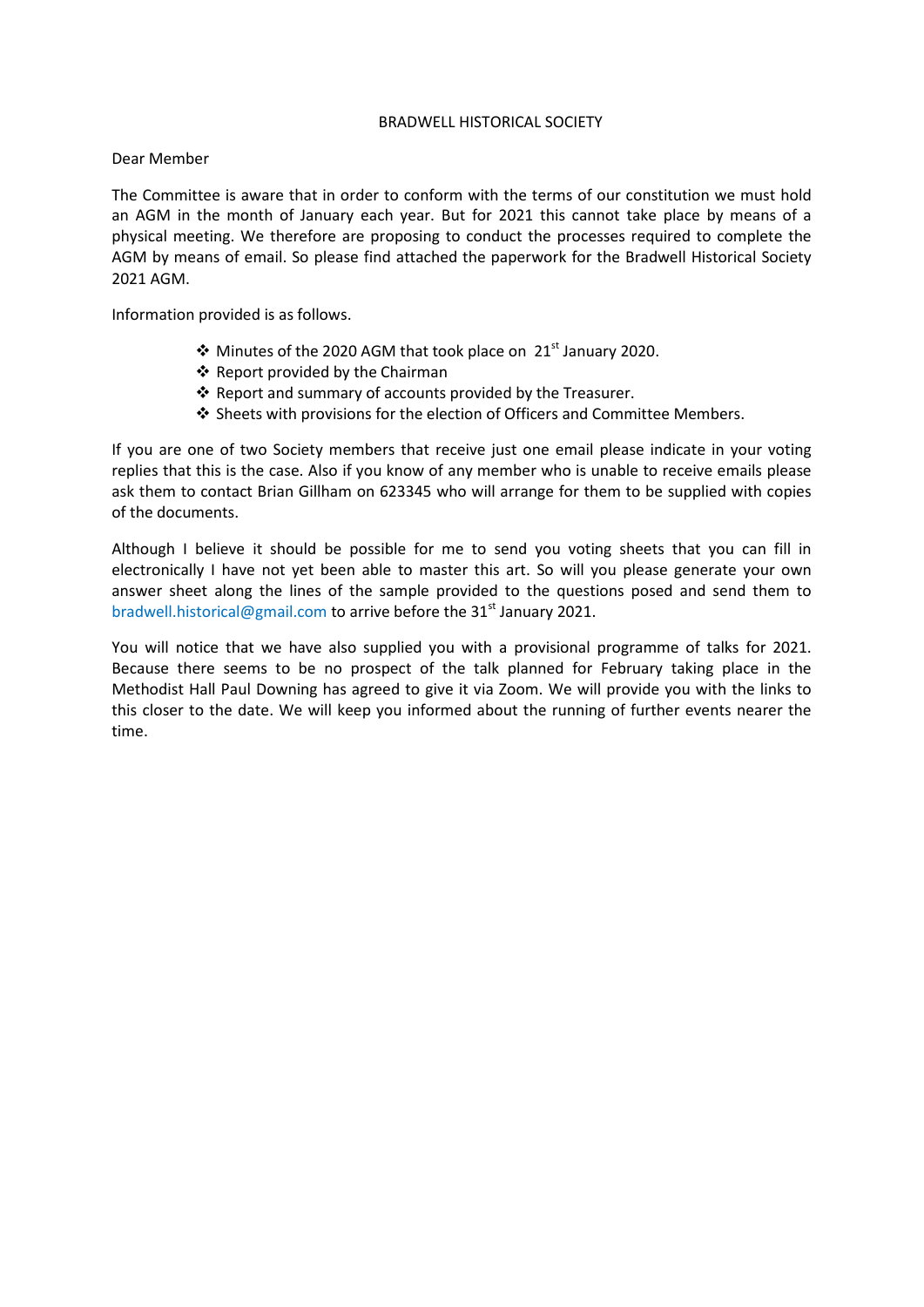# BRADWELL HISTORICAL SOCIETY

Dear Member

The Committee is aware that in order to conform with the terms of our constitution we must hold an AGM in the month of January each year. But for 2021 this cannot take place by means of a physical meeting. We therefore are proposing to conduct the processes required to complete the AGM by means of email. So please find attached the paperwork for the Bradwell Historical Society 2021 AGM.

Information provided is as follows.

- Minutes of the 2020 AGM that took place on 21st January 2020.
- Report provided by the Chairman
- Report and summary of accounts provided by the Treasurer.
- Sheets with provisions for the election of Officers and Committee Members.

If you are one of two Society members that receive just one email please indicate in your voting replies that this is the case. Also if you know of any member who is unable to receive emails please ask them to contact Brian Gillham on 623345 who will arrange for them to be supplied with copies of the documents.

Although I believe it should be possible for me to send you voting sheets that you can fill in electronically I have not yet been able to master this art. So will you please generate your own answer sheet along the lines of the sample provided to the questions posed and send them to bradwell.historical@gmail.com to arrive before the 31st January 2021.

You will notice that we have also supplied you with a provisional programme of talks for 2021. Because there seems to be no prospect of the talk planned for February taking place in the Methodist Hall Paul Downing has agreed to give it via Zoom. We will provide you with the links to this closer to the date. We will keep you informed about the running of further events nearer the time.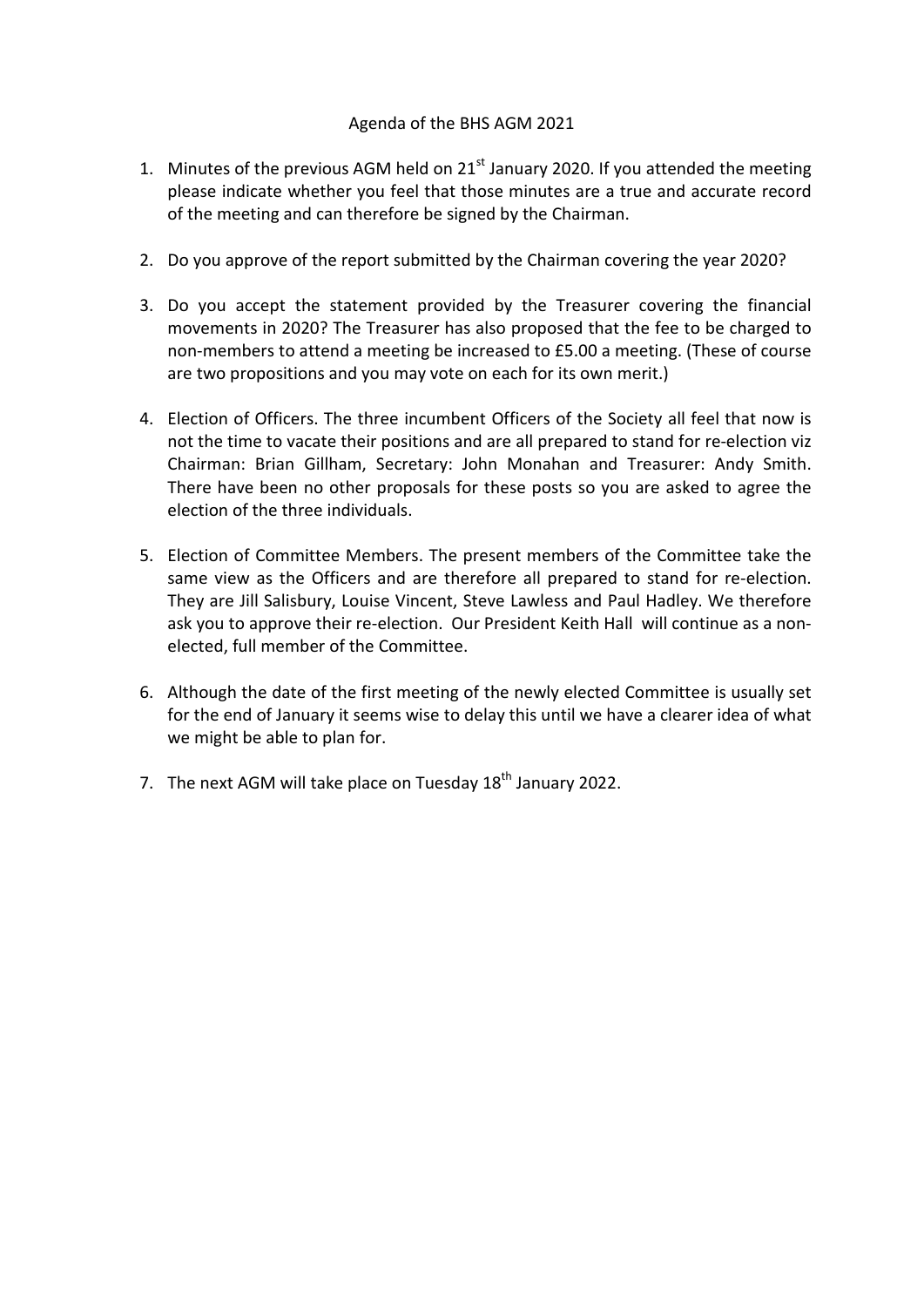# Agenda of the BHS AGM 2021

1. Minutes of the previous AGM held on 21st January 2020. If you attended the meeting please indicate whether you feel that those minutes are a true and accurate record of the meeting and can therefore be signed by the Chairman.

2. Do you approve of the report submitted by the Chairman covering the year 2020?

3. Do you accept the statement provided by the Treasurer covering the financial movements in 2020? The Treasurer has also proposed that the fee to be charged to non-members to attend a meeting be increased to £5.00 a meeting. (These of course are two propositions and you may vote on each for its own merit.)

4. Election of Officers. The three incumbent Officers of the Society all feel that now is not the time to vacate their positions and are all prepared to stand for re-election viz Chairman: Brian Gillham, Secretary: John Monahan and Treasurer: Andy Smith. There have been no other proposals for these posts so you are asked to agree the election of the three individuals.

5. Election of Committee Members. The present members of the Committee take the same view as the Officers and are therefore all prepared to stand for re-election. They are Jill Salisbury, Louise Vincent, Steve Lawless and Paul Hadley. We therefore ask you to approve their re-election. Our President Keith Hall will continue as a non-elected, full member of the Committee.

6. Although the date of the first meeting of the newly elected Committee is usually set for the end of January it seems wise to delay this until we have a clearer idea of what we might be able to plan for.

7. The next AGM will take place on Tuesday 18th January 2022.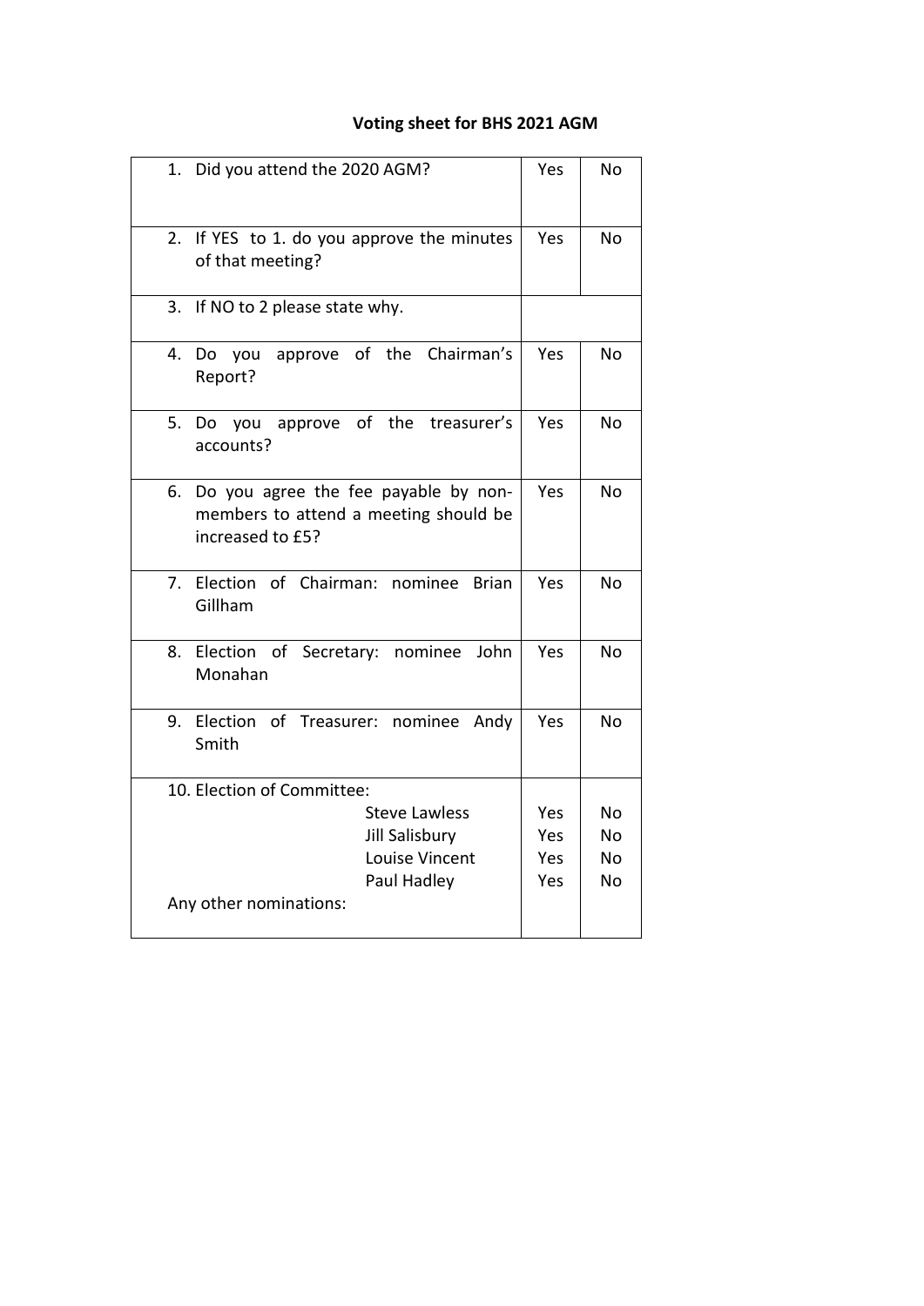**Voting sheet for BHS 2021 AGM**

| | | |
|---|---|---|
| 1. Did you attend the 2020 AGM? | Yes | No |
| 2. If YES to 1. do you approve the minutes of that meeting? | Yes | No |
| 3. If NO to 2 please state why. | | |
| 4. Do you approve of the Chairman's Report? | Yes | No |
| 5. Do you approve of the treasurer's accounts? | Yes | No |
| 6. Do you agree the fee payable by non-members to attend a meeting should be increased to £5? | Yes | No |
| 7. Election of Chairman: nominee Brian Gillham | Yes | No |
| 8. Election of Secretary: nominee John Monahan | Yes | No |
| 9. Election of Treasurer: nominee Andy Smith | Yes | No |
| 10. Election of Committee: | | |
| Steve Lawless | Yes | No |
| Jill Salisbury | Yes | No |
| Louise Vincent | Yes | No |
| Paul Hadley | Yes | No |
| Any other nominations: | | |